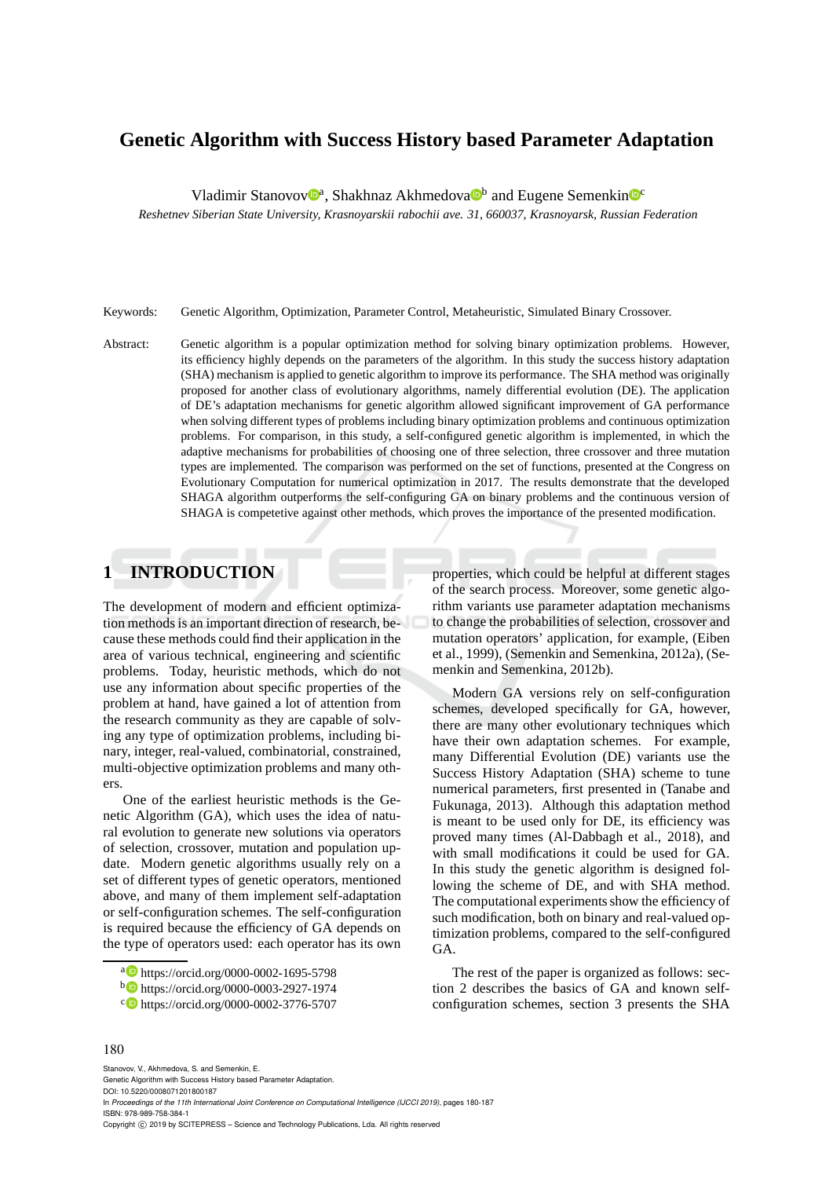# Genetic Algorithm with Success History based Parameter Adaptation

Vladimir Stanovov[a], Shakhnaz Akhmedova[b] and Eugene Semenkin[c]

*Reshetnev Siberian State University, Krasnoyarskii rabochii ave. 31, 660037, Krasnoyarsk, Russian Federation*

Keywords: Genetic Algorithm, Optimization, Parameter Control, Metaheuristic, Simulated Binary Crossover.

Abstract: Genetic algorithm is a popular optimization method for solving binary optimization problems. However, its efficiency highly depends on the parameters of the algorithm. In this study the success history adaptation (SHA) mechanism is applied to genetic algorithm to improve its performance. The SHA method was originally proposed for another class of evolutionary algorithms, namely differential evolution (DE). The application of DE's adaptation mechanisms for genetic algorithm allowed significant improvement of GA performance when solving different types of problems including binary optimization problems and continuous optimization problems. For comparison, in this study, a self-configured genetic algorithm is implemented, in which the adaptive mechanisms for probabilities of choosing one of three selection, three crossover and three mutation types are implemented. The comparison was performed on the set of functions, presented at the Congress on Evolutionary Computation for numerical optimization in 2017. The results demonstrate that the developed SHAGA algorithm outperforms the self-configuring GA on binary problems and the continuous version of SHAGA is competetive against other methods, which proves the importance of the presented modification.

## 1 INTRODUCTION

The development of modern and efficient optimization methods is an important direction of research, because these methods could find their application in the area of various technical, engineering and scientific problems. Today, heuristic methods, which do not use any information about specific properties of the problem at hand, have gained a lot of attention from the research community as they are capable of solving any type of optimization problems, including binary, integer, real-valued, combinatorial, constrained, multi-objective optimization problems and many others.

One of the earliest heuristic methods is the Genetic Algorithm (GA), which uses the idea of natural evolution to generate new solutions via operators of selection, crossover, mutation and population update. Modern genetic algorithms usually rely on a set of different types of genetic operators, mentioned above, and many of them implement self-adaptation or self-configuration schemes. The self-configuration is required because the efficiency of GA depends on the type of operators used: each operator has its own properties, which could be helpful at different stages of the search process. Moreover, some genetic algorithm variants use parameter adaptation mechanisms to change the probabilities of selection, crossover and mutation operators' application, for example, (Eiben et al., 1999), (Semenkin and Semenkina, 2012a), (Semenkin and Semenkina, 2012b).

Modern GA versions rely on self-configuration schemes, developed specifically for GA, however, there are many other evolutionary techniques which have their own adaptation schemes. For example, many Differential Evolution (DE) variants use the Success History Adaptation (SHA) scheme to tune numerical parameters, first presented in (Tanabe and Fukunaga, 2013). Although this adaptation method is meant to be used only for DE, its efficiency was proved many times (Al-Dabbagh et al., 2018), and with small modifications it could be used for GA. In this study the genetic algorithm is designed following the scheme of DE, and with SHA method. The computational experiments show the efficiency of such modification, both on binary and real-valued optimization problems, compared to the self-configured GA.

The rest of the paper is organized as follows: section 2 describes the basics of GA and known self-configuration schemes, section 3 presents the SHA

[a] https://orcid.org/0000-0002-1695-5798
[b] https://orcid.org/0000-0003-2927-1974
[c] https://orcid.org/0000-0002-3776-5707

Stanovov, V., Akhmedova, S. and Semenkin, E.
Genetic Algorithm with Success History based Parameter Adaptation.
DOI: 10.5220/0008071201800187
In *Proceedings of the 11th International Joint Conference on Computational Intelligence (IJCCI 2019)*, pages 180-187
ISBN: 978-989-758-384-1
Copyright © 2019 by SCITEPRESS – Science and Technology Publications, Lda. All rights reserved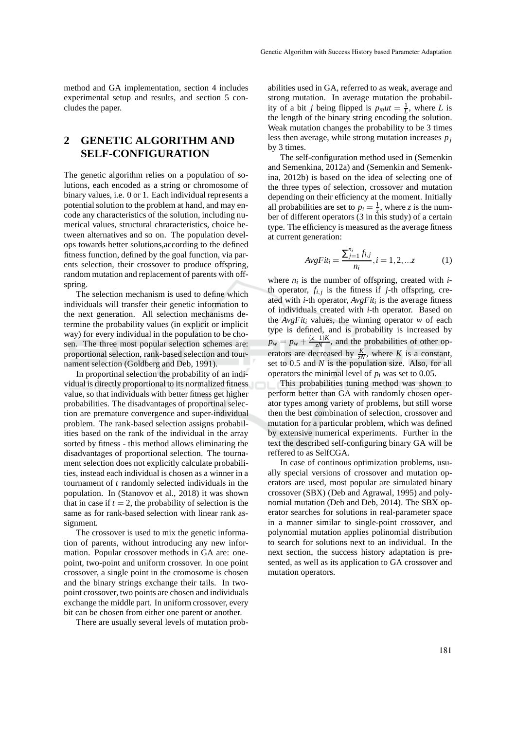method and GA implementation, section 4 includes experimental setup and results, and section 5 concludes the paper.

## 2 GENETIC ALGORITHM AND SELF-CONFIGURATION

The genetic algorithm relies on a population of solutions, each encoded as a string or chromosome of binary values, i.e. 0 or 1. Each individual represents a potential solution to the problem at hand, and may encode any characteristics of the solution, including numerical values, structural chraracteristics, choice between alternatives and so on. The population develops towards better solutions,according to the defined fitness function, defined by the goal function, via parents selection, their crossover to produce offspring, random mutation and replacement of parents with offspring.

The selection mechanism is used to define which individuals will transfer their genetic information to the next generation. All selection mechanisms determine the probability values (in explicit or implicit way) for every individual in the population to be chosen. The three most popular selection schemes are: proportional selection, rank-based selection and tournament selection (Goldberg and Deb, 1991).

In proportinal selection the probability of an individual is directly proportional to its normalized fitness value, so that individuals with better fitness get higher probabilities. The disadvantages of proportinal selection are premature convergence and super-individual problem. The rank-based selection assigns probabilities based on the rank of the individual in the array sorted by fitness - this method allows eliminating the disadvantages of proportional selection. The tournament selection does not explicitly calculate probabilities, instead each individual is chosen as a winner in a tournament of $t$ randomly selected individuals in the population. In (Stanovov et al., 2018) it was shown that in case if $t = 2$, the probability of selection is the same as for rank-based selection with linear rank assignment.

The crossover is used to mix the genetic information of parents, without introducing any new information. Popular crossover methods in GA are: one-point, two-point and uniform crossover. In one point crossover, a single point in the cromosome is chosen and the binary strings exchange their tails. In two-point crossover, two points are chosen and individuals exchange the middle part. In uniform crossover, every bit can be chosen from either one parent or another.

There are usually several levels of mutation probabilities used in GA, referred to as weak, average and strong mutation. In average mutation the probability of a bit $j$ being flipped is $p_m ut = \frac{1}{L}$, where $L$ is the length of the binary string encoding the solution. Weak mutation changes the probability to be 3 times less then average, while strong mutation increases $p_j$ by 3 times.

The self-configuration method used in (Semenkin and Semenkina, 2012a) and (Semenkin and Semenkina, 2012b) is based on the idea of selecting one of the three types of selection, crossover and mutation depending on their efficiency at the moment. Initially all probabilities are set to $p_i = \frac{1}{z}$, where $z$ is the number of different operators (3 in this study) of a certain type. The efficiency is measured as the average fitness at current generation:

$$AvgFit_i = \frac{\sum_{j=1}^{n_i} f_{i,j}}{n_i}, i = 1, 2, ...z \tag{1}$$

where $n_i$ is the number of offspring, created with $i$-th operator, $f_{i,j}$ is the fitness if $j$-th offspring, created with $i$-th operator, $AvgFit_i$ is the average fitness of individuals created with $i$-th operator. Based on the $AvgFit_i$ values, the winning operator $w$ of each type is defined, and is probability is increased by $p_w = p_w + \frac{(z-1)K}{zN}$, and the probabilities of other operators are decreased by $\frac{K}{zN}$, where $K$ is a constant, set to 0.5 and $N$ is the population size. Also, for all operators the minimal level of $p_i$ was set to 0.05.

This probabilities tuning method was shown to perform better than GA with randomly chosen operator types among variety of problems, but still worse then the best combination of selection, crossover and mutation for a particular problem, which was defined by extensive numerical experiments. Further in the text the described self-configuring binary GA will be reffered to as SelfCGA.

In case of continous optimization problems, usually special versions of crossover and mutation operators are used, most popular are simulated binary crossover (SBX) (Deb and Agrawal, 1995) and polynomial mutation (Deb and Deb, 2014). The SBX operator searches for solutions in real-parameter space in a manner similar to single-point crossover, and polynomial mutation applies polinomial distribution to search for solutions next to an individual. In the next section, the success history adaptation is presented, as well as its application to GA crossover and mutation operators.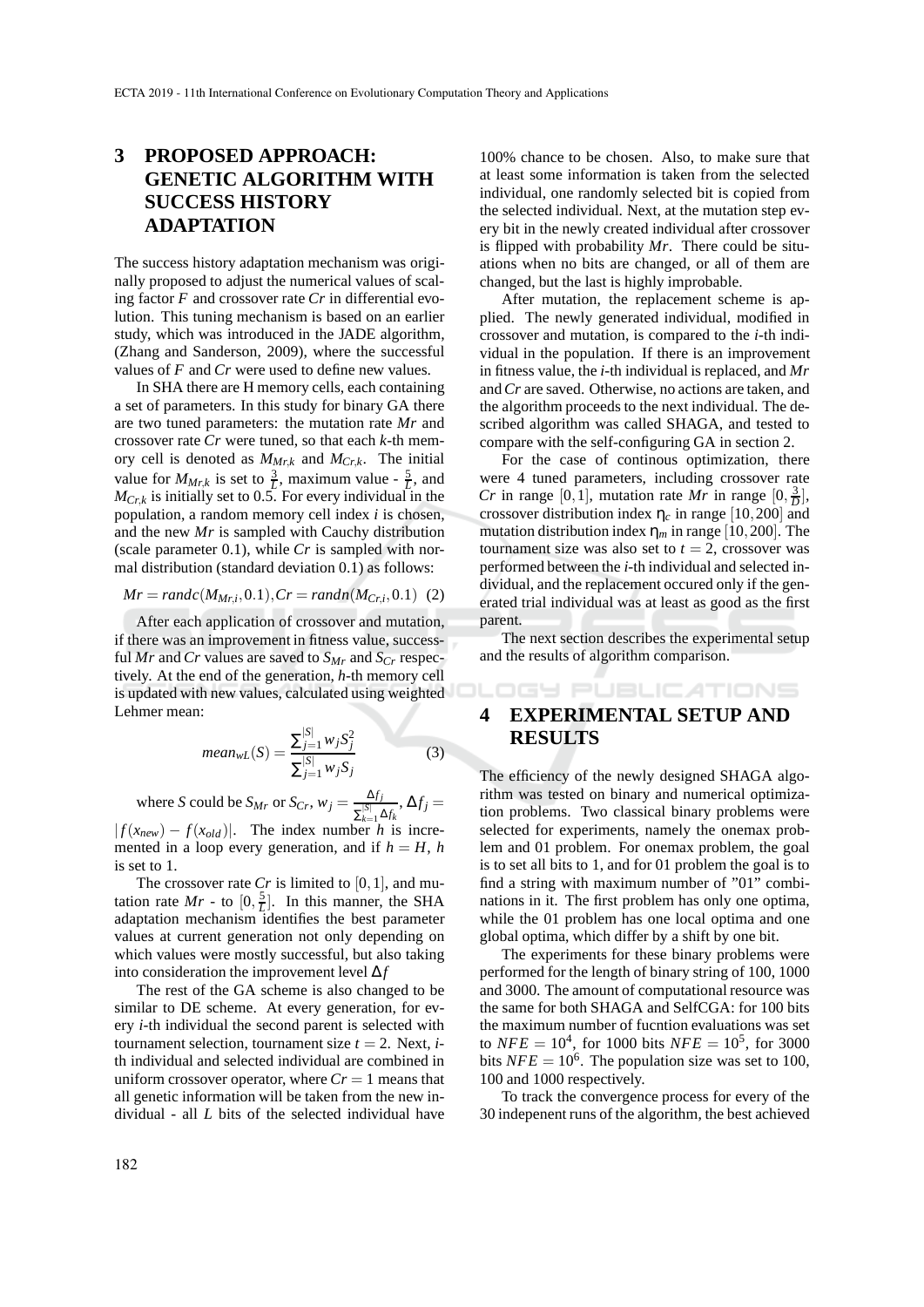## 3 PROPOSED APPROACH: GENETIC ALGORITHM WITH SUCCESS HISTORY ADAPTATION

The success history adaptation mechanism was originally proposed to adjust the numerical values of scaling factor $F$ and crossover rate $Cr$ in differential evolution. This tuning mechanism is based on an earlier study, which was introduced in the JADE algorithm, (Zhang and Sanderson, 2009), where the successful values of $F$ and $Cr$ were used to define new values.

In SHA there are H memory cells, each containing a set of parameters. In this study for binary GA there are two tuned parameters: the mutation rate $Mr$ and crossover rate $Cr$ were tuned, so that each $k$-th memory cell is denoted as $M_{Mr,k}$ and $M_{Cr,k}$. The initial value for $M_{Mr,k}$ is set to $\frac{3}{L}$, maximum value - $\frac{5}{L}$, and $M_{Cr,k}$ is initially set to 0.5. For every individual in the population, a random memory cell index $i$ is chosen, and the new $Mr$ is sampled with Cauchy distribution (scale parameter 0.1), while $Cr$ is sampled with normal distribution (standard deviation 0.1) as follows:

$$Mr = randc(M_{Mr,i}, 0.1), Cr = randn(M_{Cr,i}, 0.1) \quad (2)$$

After each application of crossover and mutation, if there was an improvement in fitness value, successful $Mr$ and $Cr$ values are saved to $S_{Mr}$ and $S_{Cr}$ respectively. At the end of the generation, $h$-th memory cell is updated with new values, calculated using weighted Lehmer mean:

$$mean_{wL}(S) = \frac{\sum_{j=1}^{|S|} w_j S_j^2}{\sum_{j=1}^{|S|} w_j S_j} \quad (3)$$

where $S$ could be $S_{Mr}$ or $S_{Cr}$, $w_j = \frac{\Delta f_j}{\sum_{k=1}^{|S|} \Delta f_k}$, $\Delta f_j = |f(x_{new}) - f(x_{old})|$. The index number $h$ is incremented in a loop every generation, and if $h = H$, $h$ is set to 1.

The crossover rate $Cr$ is limited to $[0,1]$, and mutation rate $Mr$ - to $[0, \frac{5}{L}]$. In this manner, the SHA adaptation mechanism identifies the best parameter values at current generation not only depending on which values were mostly successful, but also taking into consideration the improvement level $\Delta f$

The rest of the GA scheme is also changed to be similar to DE scheme. At every generation, for every $i$-th individual the second parent is selected with tournament selection, tournament size $t = 2$. Next, $i$-th individual and selected individual are combined in uniform crossover operator, where $Cr = 1$ means that all genetic information will be taken from the new individual - all $L$ bits of the selected individual have 100% chance to be chosen. Also, to make sure that at least some information is taken from the selected individual, one randomly selected bit is copied from the selected individual. Next, at the mutation step every bit in the newly created individual after crossover is flipped with probability $Mr$. There could be situations when no bits are changed, or all of them are changed, but the last is highly improbable.

After mutation, the replacement scheme is applied. The newly generated individual, modified in crossover and mutation, is compared to the $i$-th individual in the population. If there is an improvement in fitness value, the $i$-th individual is replaced, and $Mr$ and $Cr$ are saved. Otherwise, no actions are taken, and the algorithm proceeds to the next individual. The described algorithm was called SHAGA, and tested to compare with the self-configuring GA in section 2.

For the case of continous optimization, there were 4 tuned parameters, including crossover rate $Cr$ in range $[0,1]$, mutation rate $Mr$ in range $[0, \frac{3}{D}]$, crossover distribution index $\eta_c$ in range $[10,200]$ and mutation distribution index $\eta_m$ in range $[10,200]$. The tournament size was also set to $t = 2$, crossover was performed between the $i$-th individual and selected individual, and the replacement occured only if the generated trial individual was at least as good as the first parent.

The next section describes the experimental setup and the results of algorithm comparison.

## 4 EXPERIMENTAL SETUP AND RESULTS

The efficiency of the newly designed SHAGA algorithm was tested on binary and numerical optimization problems. Two classical binary problems were selected for experiments, namely the onemax problem and 01 problem. For onemax problem, the goal is to set all bits to 1, and for 01 problem the goal is to find a string with maximum number of "01" combinations in it. The first problem has only one optima, while the 01 problem has one local optima and one global optima, which differ by a shift by one bit.

The experiments for these binary problems were performed for the length of binary string of 100, 1000 and 3000. The amount of computational resource was the same for both SHAGA and SelfCGA: for 100 bits the maximum number of fucntion evaluations was set to $NFE = 10^4$, for 1000 bits $NFE = 10^5$, for 3000 bits $NFE = 10^6$. The population size was set to 100, 100 and 1000 respectively.

To track the convergence process for every of the 30 indepenent runs of the algorithm, the best achieved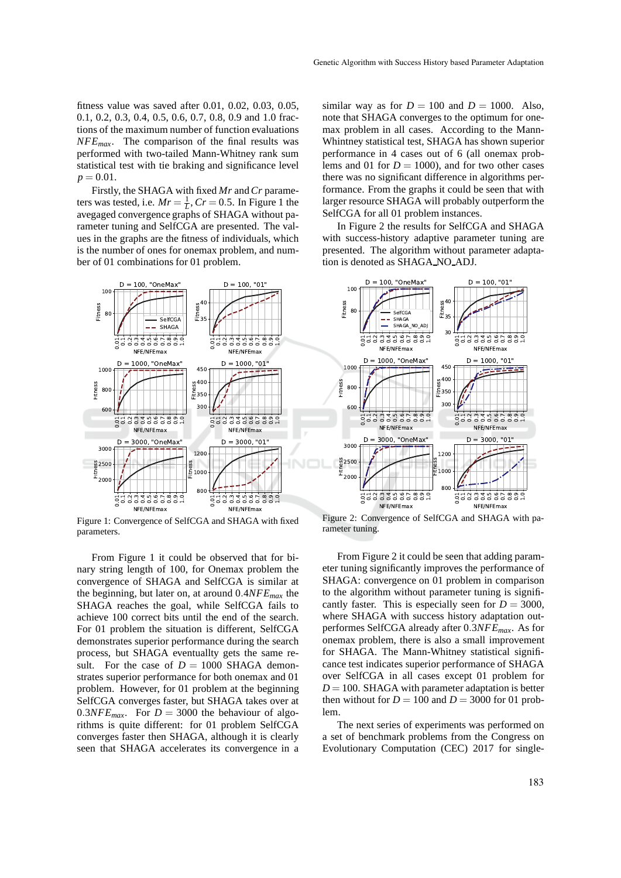fitness value was saved after 0.01, 0.02, 0.03, 0.05, 0.1, 0.2, 0.3, 0.4, 0.5, 0.6, 0.7, 0.8, 0.9 and 1.0 fractions of the maximum number of function evaluations $NFE_{max}$. The comparison of the final results was performed with two-tailed Mann-Whitney rank sum statistical test with tie braking and significance level $p = 0.01$.

Firstly, the SHAGA with fixed $Mr$ and $Cr$ parameters was tested, i.e. $Mr = \frac{1}{L}, Cr = 0.5$. In Figure 1 the avegaged convergence graphs of SHAGA without parameter tuning and SelfCGA are presented. The values in the graphs are the fitness of individuals, which is the number of ones for onemax problem, and number of 01 combinations for 01 problem.

Figure 1: Convergence of SelfCGA and SHAGA with fixed parameters.

From Figure 1 it could be observed that for binary string length of 100, for Onemax problem the convergence of SHAGA and SelfCGA is similar at the beginning, but later on, at around $0.4NFE_{max}$ the SHAGA reaches the goal, while SelfCGA fails to achieve 100 correct bits until the end of the search. For 01 problem the situation is different, SelfCGA demonstrates superior performance during the search process, but SHAGA eventuallty gets the same result. For the case of $D = 1000$ SHAGA demonstrates superior performance for both onemax and 01 problem. However, for 01 problem at the beginning SelfCGA converges faster, but SHAGA takes over at $0.3NFE_{max}$. For $D = 3000$ the behaviour of algorithms is quite different: for 01 problem SelfCGA converges faster then SHAGA, although it is clearly seen that SHAGA accelerates its convergence in a similar way as for $D = 100$ and $D = 1000$. Also, note that SHAGA converges to the optimum for onemax problem in all cases. According to the Mann-Whintney statistical test, SHAGA has shown superior performance in 4 cases out of 6 (all onemax problems and 01 for $D = 1000$), and for two other cases there was no significant difference in algorithms performance. From the graphs it could be seen that with larger resource SHAGA will probably outperform the SelfCGA for all 01 problem instances.

In Figure 2 the results for SelfCGA and SHAGA with success-history adaptive parameter tuning are presented. The algorithm without parameter adaptation is denoted as SHAGA_NO_ADJ.

Figure 2: Convergence of SelfCGA and SHAGA with parameter tuning.

From Figure 2 it could be seen that adding parameter tuning significantly improves the performance of SHAGA: convergence on 01 problem in comparison to the algorithm without parameter tuning is significantly faster. This is especially seen for $D = 3000$, where SHAGA with success history adaptation outperformes SelfCGA already after $0.3NFE_{max}$. As for onemax problem, there is also a small improvement for SHAGA. The Mann-Whitney statistical significance test indicates superior performance of SHAGA over SelfCGA in all cases except 01 problem for $D = 100$. SHAGA with parameter adaptation is better then without for $D = 100$ and $D = 3000$ for 01 problem.

The next series of experiments was performed on a set of benchmark problems from the Congress on Evolutionary Computation (CEC) 2017 for single-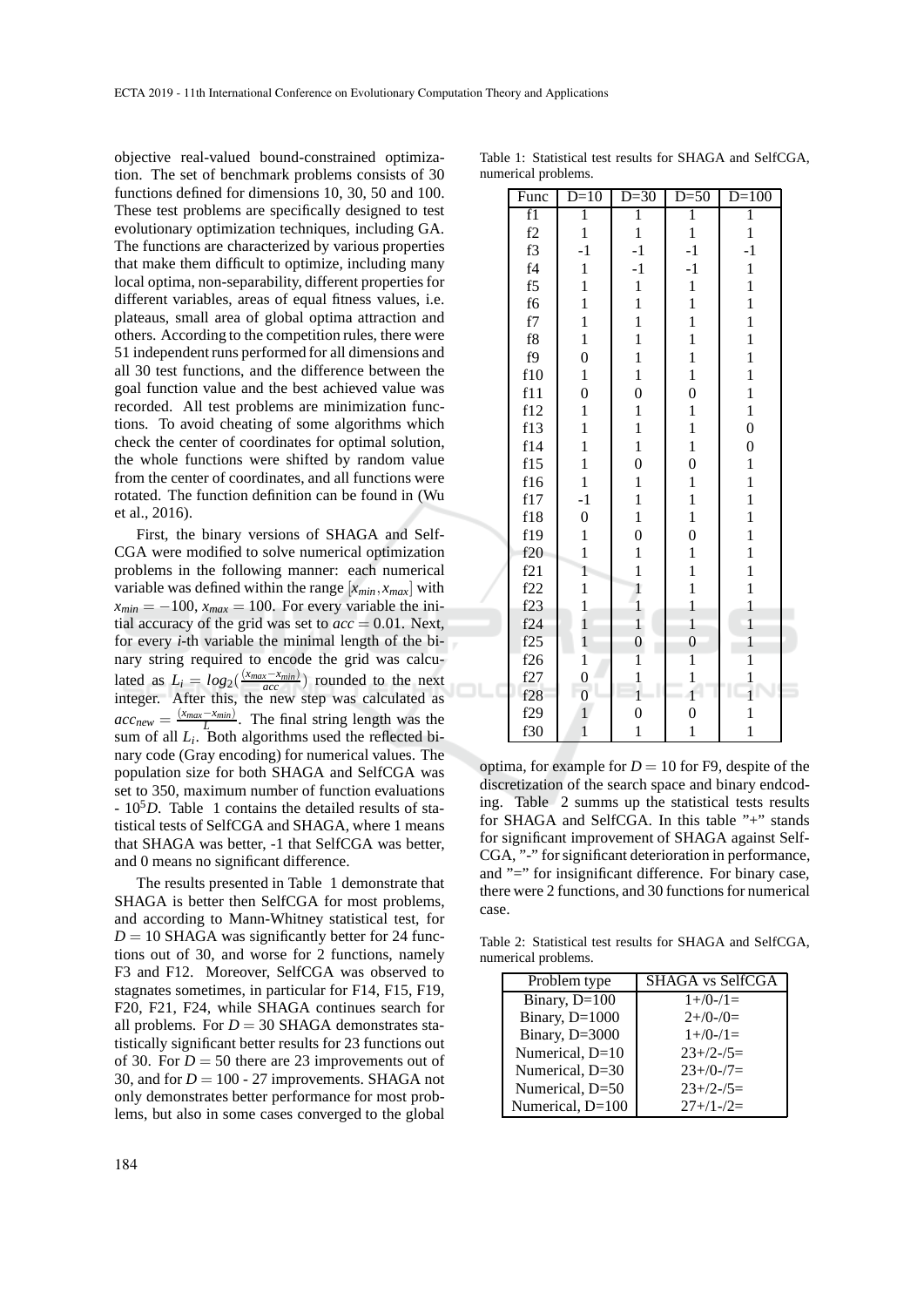objective real-valued bound-constrained optimization. The set of benchmark problems consists of 30 functions defined for dimensions 10, 30, 50 and 100. These test problems are specifically designed to test evolutionary optimization techniques, including GA. The functions are characterized by various properties that make them difficult to optimize, including many local optima, non-separability, different properties for different variables, areas of equal fitness values, i.e. plateaus, small area of global optima attraction and others. According to the competition rules, there were 51 independent runs performed for all dimensions and all 30 test functions, and the difference between the goal function value and the best achieved value was recorded. All test problems are minimization functions. To avoid cheating of some algorithms which check the center of coordinates for optimal solution, the whole functions were shifted by random value from the center of coordinates, and all functions were rotated. The function definition can be found in (Wu et al., 2016).

First, the binary versions of SHAGA and SelfCGA were modified to solve numerical optimization problems in the following manner: each numerical variable was defined within the range $[x_{min}, x_{max}]$ with $x_{min} = -100$, $x_{max} = 100$. For every variable the initial accuracy of the grid was set to $acc = 0.01$. Next, for every $i$-th variable the minimal length of the binary string required to encode the grid was calculated as $L_i = log_2(\frac{(x_{max}-x_{min})}{acc})$ rounded to the next integer. After this, the new step was calculated as $acc_{new} = \frac{(x_{max}-x_{min})}{L}$. The final string length was the sum of all $L_i$. Both algorithms used the reflected binary code (Gray encoding) for numerical values. The population size for both SHAGA and SelfCGA was set to 350, maximum number of function evaluations - $10^5 D$. Table 1 contains the detailed results of statistical tests of SelfCGA and SHAGA, where 1 means that SHAGA was better, -1 that SelfCGA was better, and 0 means no significant difference.

The results presented in Table 1 demonstrate that SHAGA is better then SelfCGA for most problems, and according to Mann-Whitney statistical test, for $D = 10$ SHAGA was significantly better for 24 functions out of 30, and worse for 2 functions, namely F3 and F12. Moreover, SelfCGA was observed to stagnates sometimes, in particular for F14, F15, F19, F20, F21, F24, while SHAGA continues search for all problems. For $D = 30$ SHAGA demonstrates statistically significant better results for 23 functions out of 30. For $D = 50$ there are 23 improvements out of 30, and for $D = 100$ - 27 improvements. SHAGA not only demonstrates better performance for most problems, but also in some cases converged to the global optima, for example for $D = 10$ for F9, despite of the discretization of the search space and binary endcoding. Table 2 summs up the statistical tests results for SHAGA and SelfCGA. In this table "+" stands for significant improvement of SHAGA against SelfCGA, "-" for significant deterioration in performance, and "=" for insignificant difference. For binary case, there were 2 functions, and 30 functions for numerical case.

Table 1: Statistical test results for SHAGA and SelfCGA, numerical problems.

| Func | D=10 | D=30 | D=50 | D=100 |
|---|---|---|---|---|
| f1 | 1 | 1 | 1 | 1 |
| f2 | 1 | 1 | 1 | 1 |
| f3 | -1 | -1 | -1 | -1 |
| f4 | 1 | -1 | -1 | 1 |
| f5 | 1 | 1 | 1 | 1 |
| f6 | 1 | 1 | 1 | 1 |
| f7 | 1 | 1 | 1 | 1 |
| f8 | 1 | 1 | 1 | 1 |
| f9 | 0 | 1 | 1 | 1 |
| f10 | 1 | 1 | 1 | 1 |
| f11 | 0 | 0 | 0 | 1 |
| f12 | 1 | 1 | 1 | 1 |
| f13 | 1 | 1 | 1 | 0 |
| f14 | 1 | 1 | 1 | 0 |
| f15 | 1 | 0 | 0 | 1 |
| f16 | 1 | 1 | 1 | 1 |
| f17 | -1 | 1 | 1 | 1 |
| f18 | 0 | 1 | 1 | 1 |
| f19 | 1 | 0 | 0 | 1 |
| f20 | 1 | 1 | 1 | 1 |
| f21 | 1 | 1 | 1 | 1 |
| f22 | 1 | 1 | 1 | 1 |
| f23 | 1 | 1 | 1 | 1 |
| f24 | 1 | 1 | 1 | 1 |
| f25 | 1 | 0 | 0 | 1 |
| f26 | 1 | 1 | 1 | 1 |
| f27 | 0 | 1 | 1 | 1 |
| f28 | 0 | 1 | 1 | 1 |
| f29 | 1 | 0 | 0 | 1 |
| f30 | 1 | 1 | 1 | 1 |

Table 2: Statistical test results for SHAGA and SelfCGA, numerical problems.

| Problem type | SHAGA vs SelfCGA |
|---|---|
| Binary, D=100 | 1+/0-/1= |
| Binary, D=1000 | 2+/0-/0= |
| Binary, D=3000 | 1+/0-/1= |
| Numerical, D=10 | 23+/2-/5= |
| Numerical, D=30 | 23+/0-/7= |
| Numerical, D=50 | 23+/2-/5= |
| Numerical, D=100 | 27+/1-/2= |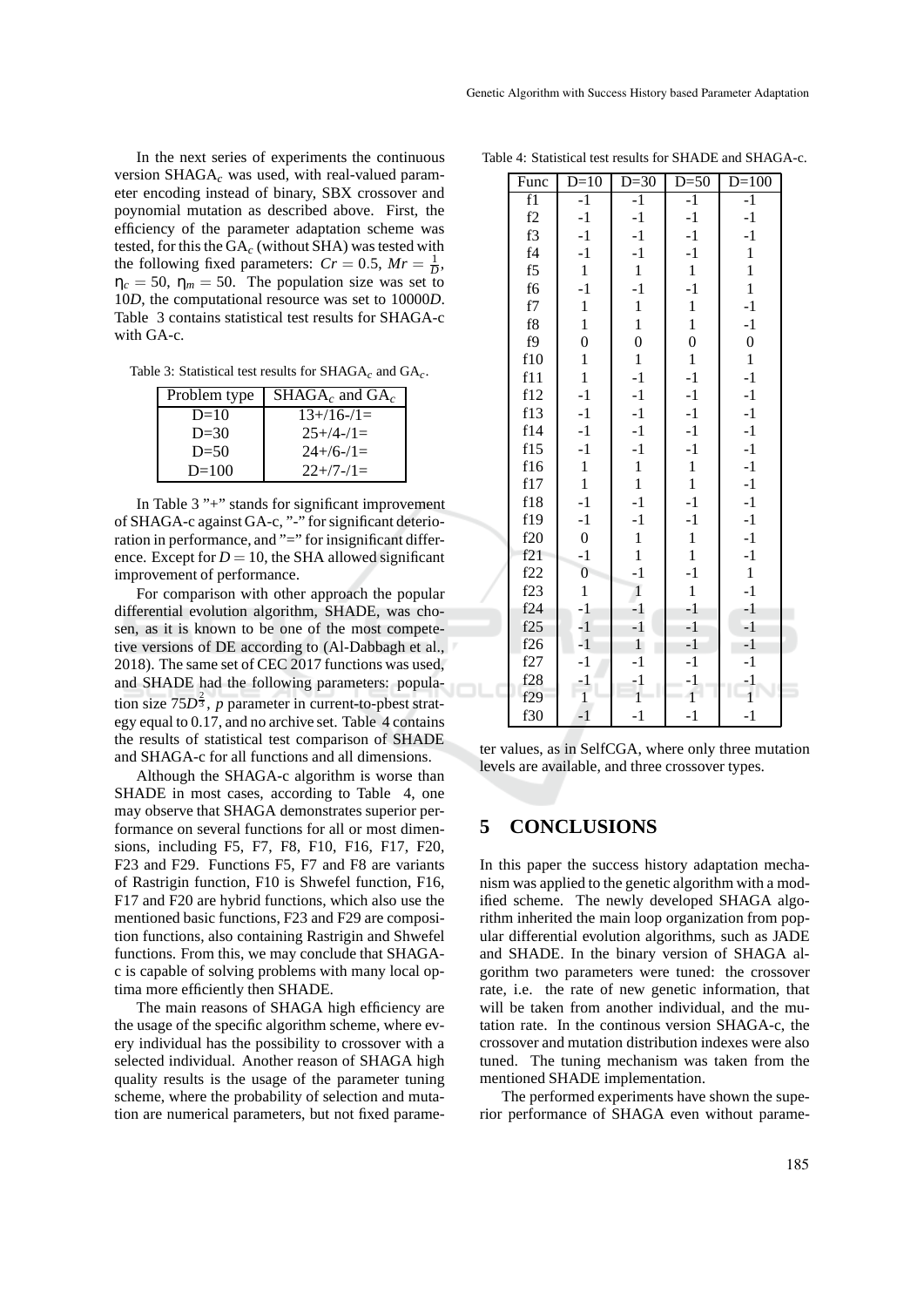In the next series of experiments the continuous version SHAGA$_c$ was used, with real-valued parameter encoding instead of binary, SBX crossover and poynomial mutation as described above. First, the efficiency of the parameter adaptation scheme was tested, for this the GA$_c$ (without SHA) was tested with the following fixed parameters: $Cr = 0.5$, $Mr = \frac{1}{D}$, $\eta_c = 50$, $\eta_m = 50$. The population size was set to $10D$, the computational resource was set to $10000D$. Table 3 contains statistical test results for SHAGA-c with GA-c.

Table 3: Statistical test results for SHAGA$_c$ and GA$_c$.

| Problem type | SHAGA$_c$ and GA$_c$ |
|---|---|
| D=10 | 13+/16-/1= |
| D=30 | 25+/4-/1= |
| D=50 | 24+/6-/1= |
| D=100 | 22+/7-/1= |

In Table 3 "+" stands for significant improvement of SHAGA-c against GA-c, "-" for significant deterioration in performance, and "=" for insignificant difference. Except for $D = 10$, the SHA allowed significant improvement of performance.

For comparison with other approach the popular differential evolution algorithm, SHADE, was chosen, as it is known to be one of the most competetive versions of DE according to (Al-Dabbagh et al., 2018). The same set of CEC 2017 functions was used, and SHADE had the following parameters: population size $75D^{\frac{2}{3}}$, $p$ parameter in current-to-pbest strategy equal to 0.17, and no archive set. Table 4 contains the results of statistical test comparison of SHADE and SHAGA-c for all functions and all dimensions.

Although the SHAGA-c algorithm is worse than SHADE in most cases, according to Table 4, one may observe that SHAGA demonstrates superior performance on several functions for all or most dimensions, including F5, F7, F8, F10, F16, F17, F20, F23 and F29. Functions F5, F7 and F8 are variants of Rastrigin function, F10 is Shwefel function, F16, F17 and F20 are hybrid functions, which also use the mentioned basic functions, F23 and F29 are composition functions, also containing Rastrigin and Shwefel functions. From this, we may conclude that SHAGA-c is capable of solving problems with many local optima more efficiently then SHADE.

The main reasons of SHAGA high efficiency are the usage of the specific algorithm scheme, where every individual has the possibility to crossover with a selected individual. Another reason of SHAGA high quality results is the usage of the parameter tuning scheme, where the probability of selection and mutation are numerical parameters, but not fixed parameter values, as in SelfCGA, where only three mutation levels are available, and three crossover types.

Table 4: Statistical test results for SHADE and SHAGA-c.

| Func | D=10 | D=30 | D=50 | D=100 |
|---|---|---|---|---|
| f1 | -1 | -1 | -1 | -1 |
| f2 | -1 | -1 | -1 | -1 |
| f3 | -1 | -1 | -1 | -1 |
| f4 | -1 | -1 | -1 | 1 |
| f5 | 1 | 1 | 1 | 1 |
| f6 | -1 | -1 | -1 | 1 |
| f7 | 1 | 1 | 1 | -1 |
| f8 | 1 | 1 | 1 | -1 |
| f9 | 0 | 0 | 0 | 0 |
| f10 | 1 | 1 | 1 | 1 |
| f11 | 1 | -1 | -1 | -1 |
| f12 | -1 | -1 | -1 | -1 |
| f13 | -1 | -1 | -1 | -1 |
| f14 | -1 | -1 | -1 | -1 |
| f15 | -1 | -1 | -1 | -1 |
| f16 | 1 | 1 | 1 | -1 |
| f17 | 1 | 1 | 1 | -1 |
| f18 | -1 | -1 | -1 | -1 |
| f19 | -1 | -1 | -1 | -1 |
| f20 | 0 | 1 | 1 | -1 |
| f21 | -1 | 1 | 1 | -1 |
| f22 | 0 | -1 | -1 | 1 |
| f23 | 1 | 1 | 1 | -1 |
| f24 | -1 | -1 | -1 | -1 |
| f25 | -1 | -1 | -1 | -1 |
| f26 | -1 | 1 | -1 | -1 |
| f27 | -1 | -1 | -1 | -1 |
| f28 | -1 | -1 | -1 | -1 |
| f29 | 1 | 1 | 1 | 1 |
| f30 | -1 | -1 | -1 | -1 |

## 5 CONCLUSIONS

In this paper the success history adaptation mechanism was applied to the genetic algorithm with a modified scheme. The newly developed SHAGA algorithm inherited the main loop organization from popular differential evolution algorithms, such as JADE and SHADE. In the binary version of SHAGA algorithm two parameters were tuned: the crossover rate, i.e. the rate of new genetic information, that will be taken from another individual, and the mutation rate. In the continous version SHAGA-c, the crossover and mutation distribution indexes were also tuned. The tuning mechanism was taken from the mentioned SHADE implementation.

The performed experiments have shown the superior performance of SHAGA even without parame-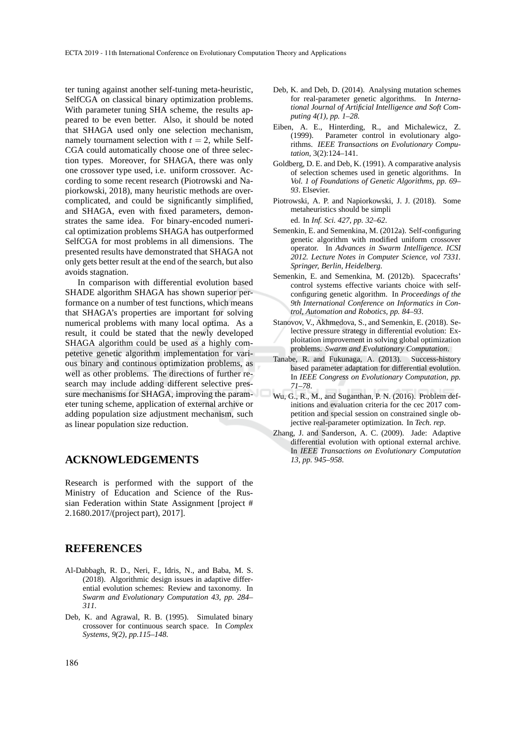ter tuning against another self-tuning meta-heuristic, SelfCGA on classical binary optimization problems. With parameter tuning SHA scheme, the results appeared to be even better. Also, it should be noted that SHAGA used only one selection mechanism, namely tournament selection with $t = 2$, while SelfCGA could automatically choose one of three selection types. Moreover, for SHAGA, there was only one crossover type used, i.e. uniform crossover. According to some recent research (Piotrowski and Napiorkowski, 2018), many heuristic methods are overcomplicated, and could be significantly simplified, and SHAGA, even with fixed parameters, demonstrates the same idea. For binary-encoded numerical optimization problems SHAGA has outperformed SelfCGA for most problems in all dimensions. The presented results have demonstrated that SHAGA not only gets better result at the end of the search, but also avoids stagnation.

In comparison with differential evolution based SHADE algorithm SHAGA has shown superior performance on a number of test functions, which means that SHAGA's properties are important for solving numerical problems with many local optima. As a result, it could be stated that the newly developed SHAGA algorithm could be used as a highly competetive genetic algorithm implementation for various binary and continous optimization problems, as well as other problems. The directions of further research may include adding different selective pressure mechanisms for SHAGA, improving the parameter tuning scheme, application of external archive or adding population size adjustment mechanism, such as linear population size reduction.

## ACKNOWLEDGEMENTS

Research is performed with the support of the Ministry of Education and Science of the Russian Federation within State Assignment [project # 2.1680.2017/(project part), 2017].

## REFERENCES

Al-Dabbagh, R. D., Neri, F., Idris, N., and Baba, M. S. (2018). Algorithmic design issues in adaptive differential evolution schemes: Review and taxonomy. In *Swarm and Evolutionary Computation 43, pp. 284–311.*

Deb, K. and Agrawal, R. B. (1995). Simulated binary crossover for continuous search space. In *Complex Systems, 9(2), pp.115–148.*

Deb, K. and Deb, D. (2014). Analysing mutation schemes for real-parameter genetic algorithms. In *International Journal of Artificial Intelligence and Soft Computing 4(1), pp. 1–28.*

Eiben, A. E., Hinterding, R., and Michalewicz, Z. (1999). Parameter control in evolutionary algorithms. *IEEE Transactions on Evolutionary Computation*, 3(2):124–141.

Goldberg, D. E. and Deb, K. (1991). A comparative analysis of selection schemes used in genetic algorithms. In *Vol. 1 of Foundations of Genetic Algorithms, pp. 69–93*. Elsevier.

Piotrowski, A. P. and Napiorkowski, J. J. (2018). Some metaheuristics should be simplified. In *Inf. Sci. 427, pp. 32–62*.

Semenkin, E. and Semenkina, M. (2012a). Self-configuring genetic algorithm with modified uniform crossover operator. In *Advances in Swarm Intelligence. ICSI 2012. Lecture Notes in Computer Science, vol 7331. Springer, Berlin, Heidelberg.*

Semenkin, E. and Semenkina, M. (2012b). Spacecrafts' control systems effective variants choice with self-configuring genetic algorithm. In *Proceedings of the 9th International Conference on Informatics in Control, Automation and Robotics, pp. 84–93*.

Stanovov, V., Akhmedova, S., and Semenkin, E. (2018). Selective pressure strategy in differential evolution: Exploitation improvement in solving global optimization problems. *Swarm and Evolutionary Computation*.

Tanabe, R. and Fukunaga, A. (2013). Success-history based parameter adaptation for differential evolution. In *IEEE Congress on Evolutionary Computation, pp. 71–78*.

Wu, G., R., M., and Suganthan, P. N. (2016). Problem definitions and evaluation criteria for the cec 2017 competition and special session on constrained single objective real-parameter optimization. In *Tech. rep*.

Zhang, J. and Sanderson, A. C. (2009). Jade: Adaptive differential evolution with optional external archive. In *IEEE Transactions on Evolutionary Computation 13, pp. 945–958*.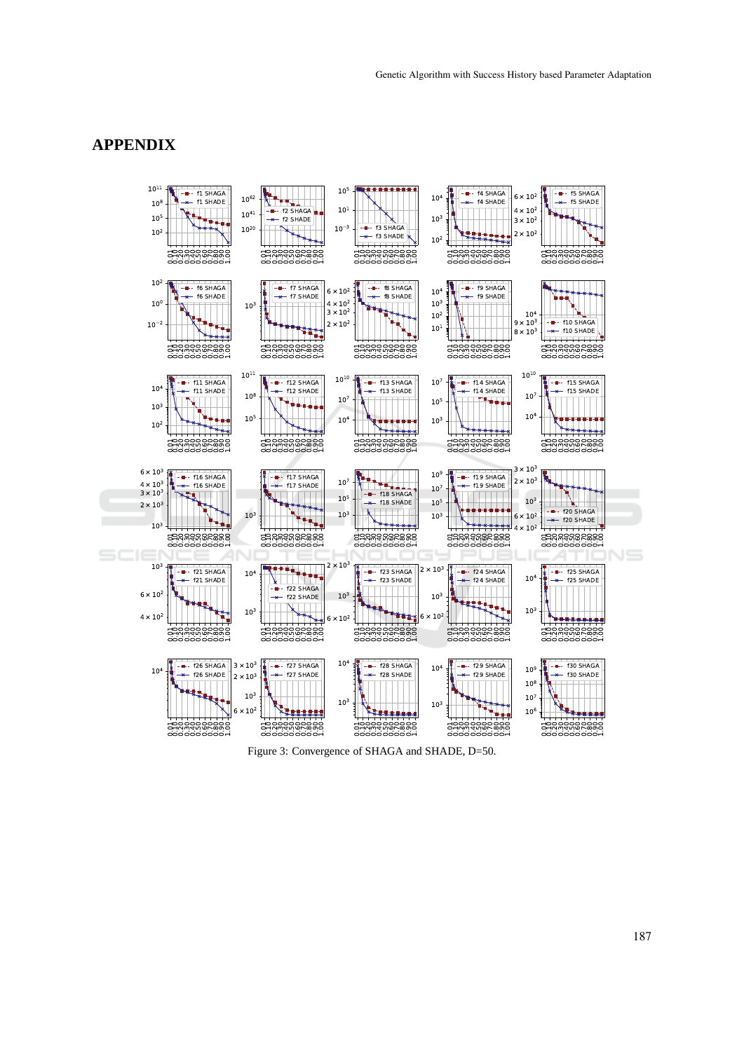## APPENDIX

Figure 3: Convergence of SHAGA and SHADE, D=50.